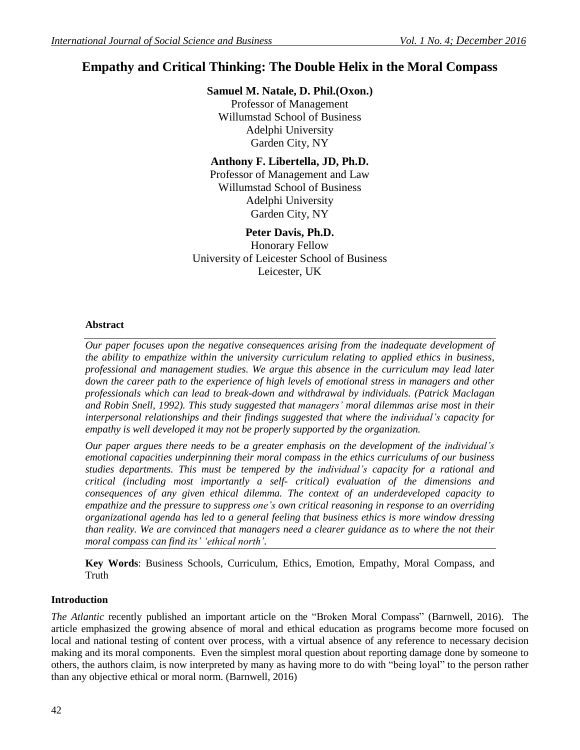# Empathy and Critical Thinking: The Double Helix in the Moral Compass

**Samuel M. Natale, D. Phil.(Oxon.)**
Professor of Management
Willumstad School of Business
Adelphi University
Garden City, NY

**Anthony F. Libertella, JD, Ph.D.**
Professor of Management and Law
Willumstad School of Business
Adelphi University
Garden City, NY

**Peter Davis, Ph.D.**
Honorary Fellow
University of Leicester School of Business
Leicester, UK

## Abstract

*Our paper focuses upon the negative consequences arising from the inadequate development of the ability to empathize within the university curriculum relating to applied ethics in business, professional and management studies. We argue this absence in the curriculum may lead later down the career path to the experience of high levels of emotional stress in managers and other professionals which can lead to break-down and withdrawal by individuals. (Patrick Maclagan and Robin Snell, 1992). This study suggested that managers' moral dilemmas arise most in their interpersonal relationships and their findings suggested that where the individual's capacity for empathy is well developed it may not be properly supported by the organization.*

*Our paper argues there needs to be a greater emphasis on the development of the individual's emotional capacities underpinning their moral compass in the ethics curriculums of our business studies departments. This must be tempered by the individual's capacity for a rational and critical (including most importantly a self- critical) evaluation of the dimensions and consequences of any given ethical dilemma. The context of an underdeveloped capacity to empathize and the pressure to suppress one's own critical reasoning in response to an overriding organizational agenda has led to a general feeling that business ethics is more window dressing than reality. We are convinced that managers need a clearer guidance as to where the not their moral compass can find its' 'ethical north'.*

**Key Words**: Business Schools, Curriculum, Ethics, Emotion, Empathy, Moral Compass, and Truth

## Introduction

*The Atlantic* recently published an important article on the "Broken Moral Compass" (Barnwell, 2016). The article emphasized the growing absence of moral and ethical education as programs become more focused on local and national testing of content over process, with a virtual absence of any reference to necessary decision making and its moral components. Even the simplest moral question about reporting damage done by someone to others, the authors claim, is now interpreted by many as having more to do with "being loyal" to the person rather than any objective ethical or moral norm. (Barnwell, 2016)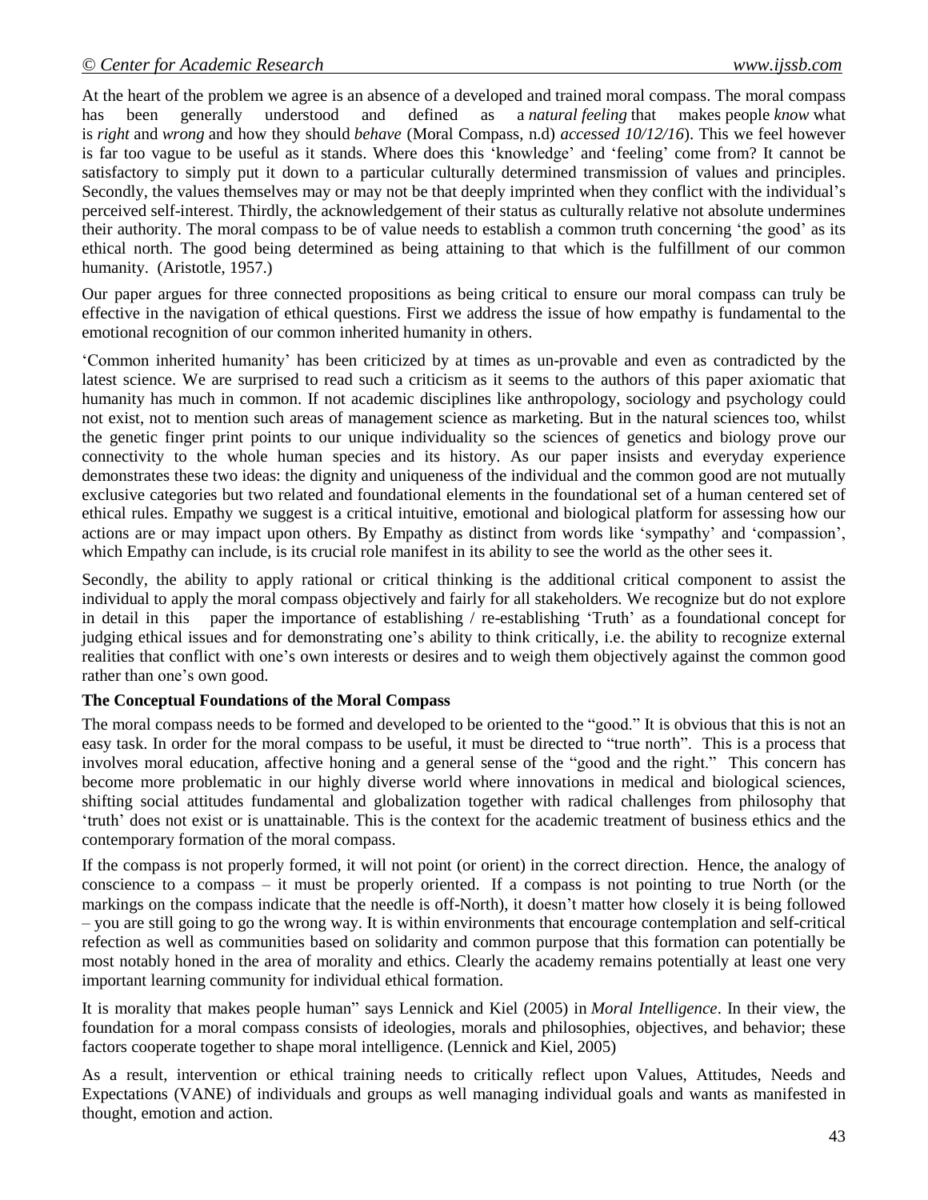At the heart of the problem we agree is an absence of a developed and trained moral compass. The moral compass has been generally understood and defined as a *natural feeling* that makes people *know* what is *right* and *wrong* and how they should *behave* (Moral Compass, n.d) *accessed 10/12/16*). This we feel however is far too vague to be useful as it stands. Where does this 'knowledge' and 'feeling' come from? It cannot be satisfactory to simply put it down to a particular culturally determined transmission of values and principles. Secondly, the values themselves may or may not be that deeply imprinted when they conflict with the individual's perceived self-interest. Thirdly, the acknowledgement of their status as culturally relative not absolute undermines their authority. The moral compass to be of value needs to establish a common truth concerning 'the good' as its ethical north. The good being determined as being attaining to that which is the fulfillment of our common humanity. (Aristotle, 1957.)

Our paper argues for three connected propositions as being critical to ensure our moral compass can truly be effective in the navigation of ethical questions. First we address the issue of how empathy is fundamental to the emotional recognition of our common inherited humanity in others.

'Common inherited humanity' has been criticized by at times as un-provable and even as contradicted by the latest science. We are surprised to read such a criticism as it seems to the authors of this paper axiomatic that humanity has much in common. If not academic disciplines like anthropology, sociology and psychology could not exist, not to mention such areas of management science as marketing. But in the natural sciences too, whilst the genetic finger print points to our unique individuality so the sciences of genetics and biology prove our connectivity to the whole human species and its history. As our paper insists and everyday experience demonstrates these two ideas: the dignity and uniqueness of the individual and the common good are not mutually exclusive categories but two related and foundational elements in the foundational set of a human centered set of ethical rules. Empathy we suggest is a critical intuitive, emotional and biological platform for assessing how our actions are or may impact upon others. By Empathy as distinct from words like 'sympathy' and 'compassion', which Empathy can include, is its crucial role manifest in its ability to see the world as the other sees it.

Secondly, the ability to apply rational or critical thinking is the additional critical component to assist the individual to apply the moral compass objectively and fairly for all stakeholders. We recognize but do not explore in detail in this paper the importance of establishing / re-establishing 'Truth' as a foundational concept for judging ethical issues and for demonstrating one's ability to think critically, i.e. the ability to recognize external realities that conflict with one's own interests or desires and to weigh them objectively against the common good rather than one's own good.

**The Conceptual Foundations of the Moral Compass**

The moral compass needs to be formed and developed to be oriented to the "good." It is obvious that this is not an easy task. In order for the moral compass to be useful, it must be directed to "true north". This is a process that involves moral education, affective honing and a general sense of the "good and the right." This concern has become more problematic in our highly diverse world where innovations in medical and biological sciences, shifting social attitudes fundamental and globalization together with radical challenges from philosophy that 'truth' does not exist or is unattainable. This is the context for the academic treatment of business ethics and the contemporary formation of the moral compass.

If the compass is not properly formed, it will not point (or orient) in the correct direction. Hence, the analogy of conscience to a compass – it must be properly oriented. If a compass is not pointing to true North (or the markings on the compass indicate that the needle is off-North), it doesn't matter how closely it is being followed – you are still going to go the wrong way. It is within environments that encourage contemplation and self-critical refection as well as communities based on solidarity and common purpose that this formation can potentially be most notably honed in the area of morality and ethics. Clearly the academy remains potentially at least one very important learning community for individual ethical formation.

It is morality that makes people human" says Lennick and Kiel (2005) in *Moral Intelligence*. In their view, the foundation for a moral compass consists of ideologies, morals and philosophies, objectives, and behavior; these factors cooperate together to shape moral intelligence. (Lennick and Kiel, 2005)

As a result, intervention or ethical training needs to critically reflect upon Values, Attitudes, Needs and Expectations (VANE) of individuals and groups as well managing individual goals and wants as manifested in thought, emotion and action.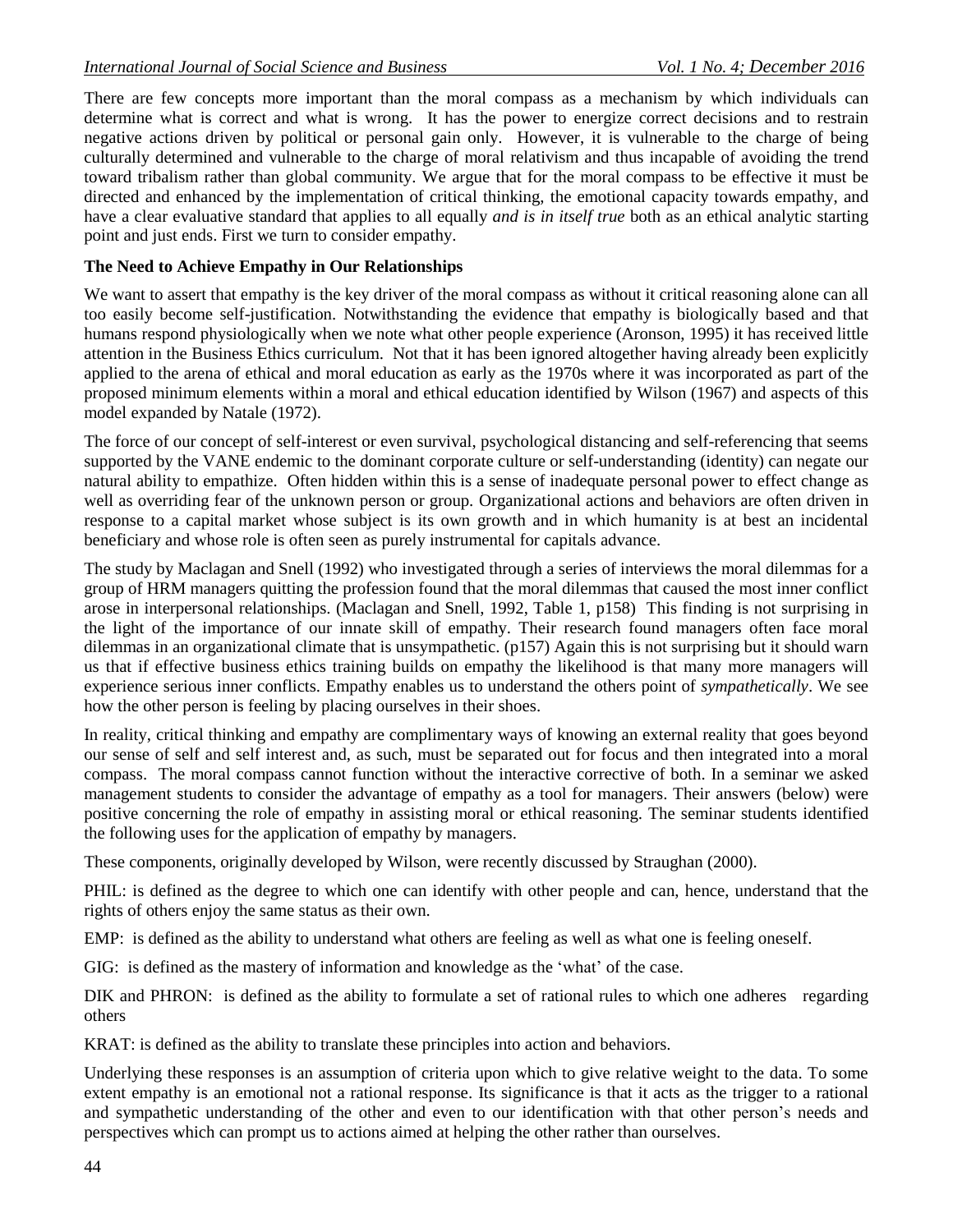There are few concepts more important than the moral compass as a mechanism by which individuals can determine what is correct and what is wrong. It has the power to energize correct decisions and to restrain negative actions driven by political or personal gain only. However, it is vulnerable to the charge of being culturally determined and vulnerable to the charge of moral relativism and thus incapable of avoiding the trend toward tribalism rather than global community. We argue that for the moral compass to be effective it must be directed and enhanced by the implementation of critical thinking, the emotional capacity towards empathy, and have a clear evaluative standard that applies to all equally *and is in itself true* both as an ethical analytic starting point and just ends. First we turn to consider empathy.

**The Need to Achieve Empathy in Our Relationships**

We want to assert that empathy is the key driver of the moral compass as without it critical reasoning alone can all too easily become self-justification. Notwithstanding the evidence that empathy is biologically based and that humans respond physiologically when we note what other people experience (Aronson, 1995) it has received little attention in the Business Ethics curriculum. Not that it has been ignored altogether having already been explicitly applied to the arena of ethical and moral education as early as the 1970s where it was incorporated as part of the proposed minimum elements within a moral and ethical education identified by Wilson (1967) and aspects of this model expanded by Natale (1972).

The force of our concept of self-interest or even survival, psychological distancing and self-referencing that seems supported by the VANE endemic to the dominant corporate culture or self-understanding (identity) can negate our natural ability to empathize. Often hidden within this is a sense of inadequate personal power to effect change as well as overriding fear of the unknown person or group. Organizational actions and behaviors are often driven in response to a capital market whose subject is its own growth and in which humanity is at best an incidental beneficiary and whose role is often seen as purely instrumental for capitals advance.

The study by Maclagan and Snell (1992) who investigated through a series of interviews the moral dilemmas for a group of HRM managers quitting the profession found that the moral dilemmas that caused the most inner conflict arose in interpersonal relationships. (Maclagan and Snell, 1992, Table 1, p158) This finding is not surprising in the light of the importance of our innate skill of empathy. Their research found managers often face moral dilemmas in an organizational climate that is unsympathetic. (p157) Again this is not surprising but it should warn us that if effective business ethics training builds on empathy the likelihood is that many more managers will experience serious inner conflicts. Empathy enables us to understand the others point of *sympathetically*. We see how the other person is feeling by placing ourselves in their shoes.

In reality, critical thinking and empathy are complimentary ways of knowing an external reality that goes beyond our sense of self and self interest and, as such, must be separated out for focus and then integrated into a moral compass. The moral compass cannot function without the interactive corrective of both. In a seminar we asked management students to consider the advantage of empathy as a tool for managers. Their answers (below) were positive concerning the role of empathy in assisting moral or ethical reasoning. The seminar students identified the following uses for the application of empathy by managers.

These components, originally developed by Wilson, were recently discussed by Straughan (2000).

PHIL: is defined as the degree to which one can identify with other people and can, hence, understand that the rights of others enjoy the same status as their own.

EMP: is defined as the ability to understand what others are feeling as well as what one is feeling oneself.

GIG: is defined as the mastery of information and knowledge as the 'what' of the case.

DIK and PHRON: is defined as the ability to formulate a set of rational rules to which one adheres regarding others

KRAT: is defined as the ability to translate these principles into action and behaviors.

Underlying these responses is an assumption of criteria upon which to give relative weight to the data. To some extent empathy is an emotional not a rational response. Its significance is that it acts as the trigger to a rational and sympathetic understanding of the other and even to our identification with that other person's needs and perspectives which can prompt us to actions aimed at helping the other rather than ourselves.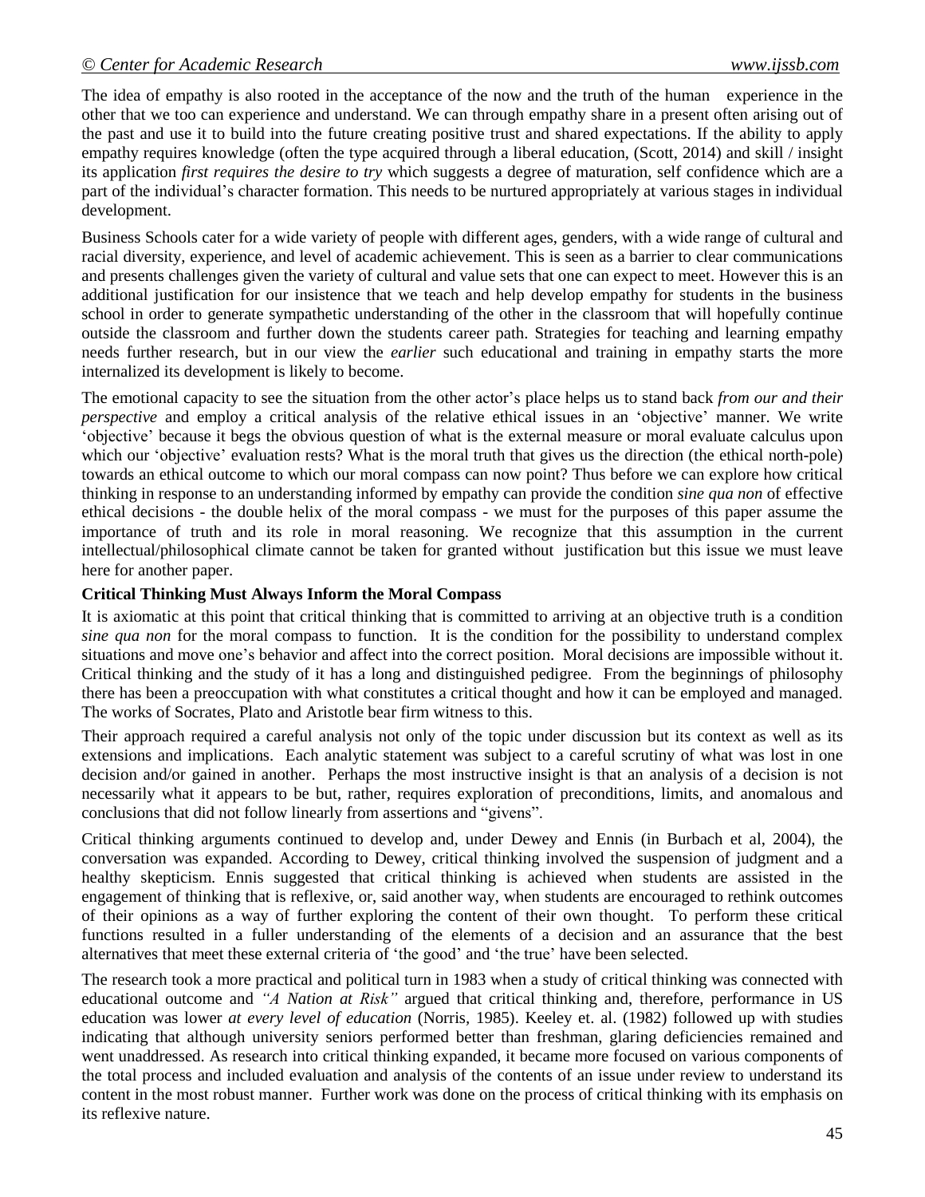The idea of empathy is also rooted in the acceptance of the now and the truth of the human experience in the other that we too can experience and understand. We can through empathy share in a present often arising out of the past and use it to build into the future creating positive trust and shared expectations. If the ability to apply empathy requires knowledge (often the type acquired through a liberal education, (Scott, 2014) and skill / insight its application *first requires the desire to try* which suggests a degree of maturation, self confidence which are a part of the individual's character formation. This needs to be nurtured appropriately at various stages in individual development.

Business Schools cater for a wide variety of people with different ages, genders, with a wide range of cultural and racial diversity, experience, and level of academic achievement. This is seen as a barrier to clear communications and presents challenges given the variety of cultural and value sets that one can expect to meet. However this is an additional justification for our insistence that we teach and help develop empathy for students in the business school in order to generate sympathetic understanding of the other in the classroom that will hopefully continue outside the classroom and further down the students career path. Strategies for teaching and learning empathy needs further research, but in our view the *earlier* such educational and training in empathy starts the more internalized its development is likely to become.

The emotional capacity to see the situation from the other actor's place helps us to stand back *from our and their perspective* and employ a critical analysis of the relative ethical issues in an 'objective' manner. We write 'objective' because it begs the obvious question of what is the external measure or moral evaluate calculus upon which our 'objective' evaluation rests? What is the moral truth that gives us the direction (the ethical north-pole) towards an ethical outcome to which our moral compass can now point? Thus before we can explore how critical thinking in response to an understanding informed by empathy can provide the condition *sine qua non* of effective ethical decisions - the double helix of the moral compass - we must for the purposes of this paper assume the importance of truth and its role in moral reasoning. We recognize that this assumption in the current intellectual/philosophical climate cannot be taken for granted without justification but this issue we must leave here for another paper.

**Critical Thinking Must Always Inform the Moral Compass**

It is axiomatic at this point that critical thinking that is committed to arriving at an objective truth is a condition *sine qua non* for the moral compass to function. It is the condition for the possibility to understand complex situations and move one's behavior and affect into the correct position. Moral decisions are impossible without it. Critical thinking and the study of it has a long and distinguished pedigree. From the beginnings of philosophy there has been a preoccupation with what constitutes a critical thought and how it can be employed and managed. The works of Socrates, Plato and Aristotle bear firm witness to this.

Their approach required a careful analysis not only of the topic under discussion but its context as well as its extensions and implications. Each analytic statement was subject to a careful scrutiny of what was lost in one decision and/or gained in another. Perhaps the most instructive insight is that an analysis of a decision is not necessarily what it appears to be but, rather, requires exploration of preconditions, limits, and anomalous and conclusions that did not follow linearly from assertions and "givens".

Critical thinking arguments continued to develop and, under Dewey and Ennis (in Burbach et al, 2004), the conversation was expanded. According to Dewey, critical thinking involved the suspension of judgment and a healthy skepticism. Ennis suggested that critical thinking is achieved when students are assisted in the engagement of thinking that is reflexive, or, said another way, when students are encouraged to rethink outcomes of their opinions as a way of further exploring the content of their own thought. To perform these critical functions resulted in a fuller understanding of the elements of a decision and an assurance that the best alternatives that meet these external criteria of 'the good' and 'the true' have been selected.

The research took a more practical and political turn in 1983 when a study of critical thinking was connected with educational outcome and *"A Nation at Risk"* argued that critical thinking and, therefore, performance in US education was lower *at every level of education* (Norris, 1985). Keeley et. al. (1982) followed up with studies indicating that although university seniors performed better than freshman, glaring deficiencies remained and went unaddressed. As research into critical thinking expanded, it became more focused on various components of the total process and included evaluation and analysis of the contents of an issue under review to understand its content in the most robust manner. Further work was done on the process of critical thinking with its emphasis on its reflexive nature.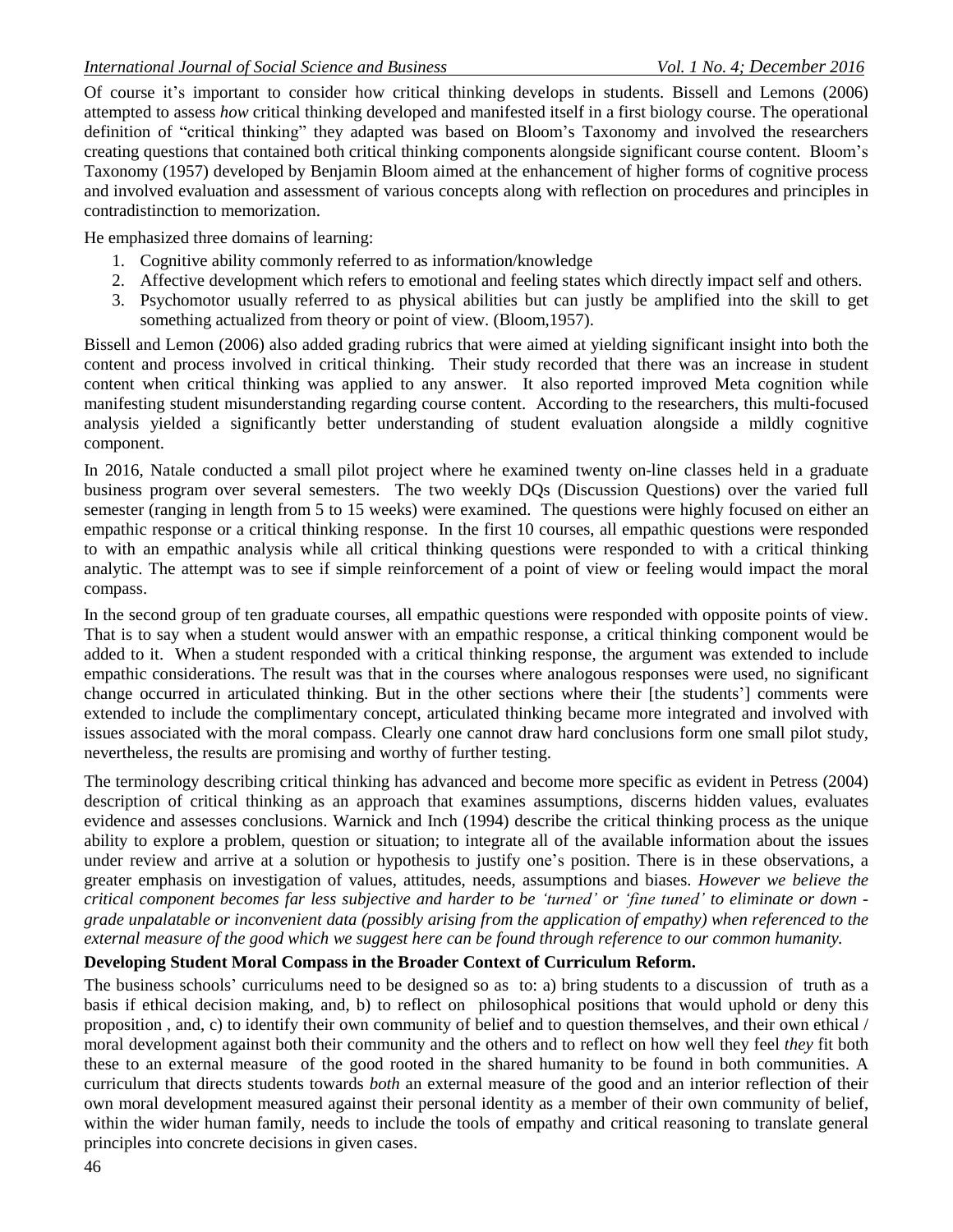Of course it's important to consider how critical thinking develops in students. Bissell and Lemons (2006) attempted to assess *how* critical thinking developed and manifested itself in a first biology course. The operational definition of "critical thinking" they adapted was based on Bloom's Taxonomy and involved the researchers creating questions that contained both critical thinking components alongside significant course content. Bloom's Taxonomy (1957) developed by Benjamin Bloom aimed at the enhancement of higher forms of cognitive process and involved evaluation and assessment of various concepts along with reflection on procedures and principles in contradistinction to memorization.

He emphasized three domains of learning:

1. Cognitive ability commonly referred to as information/knowledge
2. Affective development which refers to emotional and feeling states which directly impact self and others.
3. Psychomotor usually referred to as physical abilities but can justly be amplified into the skill to get something actualized from theory or point of view. (Bloom,1957).

Bissell and Lemon (2006) also added grading rubrics that were aimed at yielding significant insight into both the content and process involved in critical thinking. Their study recorded that there was an increase in student content when critical thinking was applied to any answer. It also reported improved Meta cognition while manifesting student misunderstanding regarding course content. According to the researchers, this multi-focused analysis yielded a significantly better understanding of student evaluation alongside a mildly cognitive component.

In 2016, Natale conducted a small pilot project where he examined twenty on-line classes held in a graduate business program over several semesters. The two weekly DQs (Discussion Questions) over the varied full semester (ranging in length from 5 to 15 weeks) were examined. The questions were highly focused on either an empathic response or a critical thinking response. In the first 10 courses, all empathic questions were responded to with an empathic analysis while all critical thinking questions were responded to with a critical thinking analytic. The attempt was to see if simple reinforcement of a point of view or feeling would impact the moral compass.

In the second group of ten graduate courses, all empathic questions were responded with opposite points of view. That is to say when a student would answer with an empathic response, a critical thinking component would be added to it. When a student responded with a critical thinking response, the argument was extended to include empathic considerations. The result was that in the courses where analogous responses were used, no significant change occurred in articulated thinking. But in the other sections where their [the students'] comments were extended to include the complimentary concept, articulated thinking became more integrated and involved with issues associated with the moral compass. Clearly one cannot draw hard conclusions form one small pilot study, nevertheless, the results are promising and worthy of further testing.

The terminology describing critical thinking has advanced and become more specific as evident in Petress (2004) description of critical thinking as an approach that examines assumptions, discerns hidden values, evaluates evidence and assesses conclusions. Warnick and Inch (1994) describe the critical thinking process as the unique ability to explore a problem, question or situation; to integrate all of the available information about the issues under review and arrive at a solution or hypothesis to justify one's position. There is in these observations, a greater emphasis on investigation of values, attitudes, needs, assumptions and biases. *However we believe the critical component becomes far less subjective and harder to be 'turned' or 'fine tuned' to eliminate or down - grade unpalatable or inconvenient data (possibly arising from the application of empathy) when referenced to the external measure of the good which we suggest here can be found through reference to our common humanity.*

**Developing Student Moral Compass in the Broader Context of Curriculum Reform.**

The business schools' curriculums need to be designed so as to: a) bring students to a discussion of truth as a basis if ethical decision making, and, b) to reflect on philosophical positions that would uphold or deny this proposition , and, c) to identify their own community of belief and to question themselves, and their own ethical / moral development against both their community and the others and to reflect on how well they feel *they* fit both these to an external measure of the good rooted in the shared humanity to be found in both communities. A curriculum that directs students towards *both* an external measure of the good and an interior reflection of their own moral development measured against their personal identity as a member of their own community of belief, within the wider human family, needs to include the tools of empathy and critical reasoning to translate general principles into concrete decisions in given cases.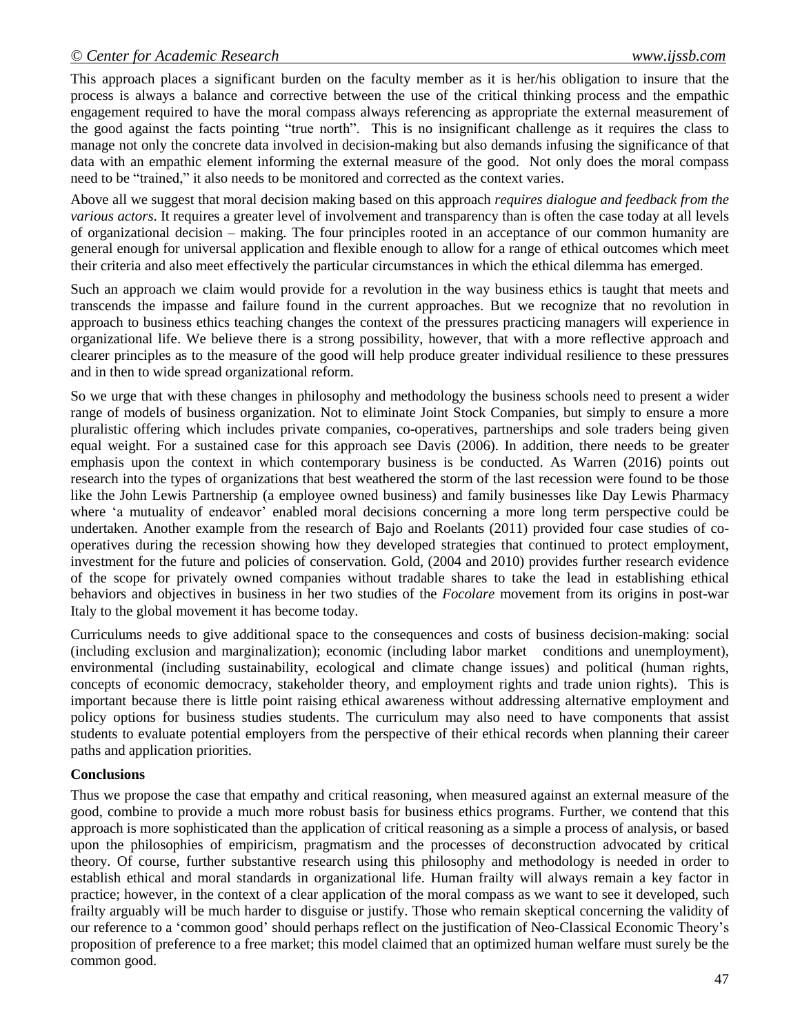This approach places a significant burden on the faculty member as it is her/his obligation to insure that the process is always a balance and corrective between the use of the critical thinking process and the empathic engagement required to have the moral compass always referencing as appropriate the external measurement of the good against the facts pointing "true north". This is no insignificant challenge as it requires the class to manage not only the concrete data involved in decision-making but also demands infusing the significance of that data with an empathic element informing the external measure of the good. Not only does the moral compass need to be "trained," it also needs to be monitored and corrected as the context varies.

Above all we suggest that moral decision making based on this approach *requires dialogue and feedback from the various actors*. It requires a greater level of involvement and transparency than is often the case today at all levels of organizational decision – making. The four principles rooted in an acceptance of our common humanity are general enough for universal application and flexible enough to allow for a range of ethical outcomes which meet their criteria and also meet effectively the particular circumstances in which the ethical dilemma has emerged.

Such an approach we claim would provide for a revolution in the way business ethics is taught that meets and transcends the impasse and failure found in the current approaches. But we recognize that no revolution in approach to business ethics teaching changes the context of the pressures practicing managers will experience in organizational life. We believe there is a strong possibility, however, that with a more reflective approach and clearer principles as to the measure of the good will help produce greater individual resilience to these pressures and in then to wide spread organizational reform.

So we urge that with these changes in philosophy and methodology the business schools need to present a wider range of models of business organization. Not to eliminate Joint Stock Companies, but simply to ensure a more pluralistic offering which includes private companies, co-operatives, partnerships and sole traders being given equal weight. For a sustained case for this approach see Davis (2006). In addition, there needs to be greater emphasis upon the context in which contemporary business is be conducted. As Warren (2016) points out research into the types of organizations that best weathered the storm of the last recession were found to be those like the John Lewis Partnership (a employee owned business) and family businesses like Day Lewis Pharmacy where 'a mutuality of endeavor' enabled moral decisions concerning a more long term perspective could be undertaken. Another example from the research of Bajo and Roelants (2011) provided four case studies of co-operatives during the recession showing how they developed strategies that continued to protect employment, investment for the future and policies of conservation. Gold, (2004 and 2010) provides further research evidence of the scope for privately owned companies without tradable shares to take the lead in establishing ethical behaviors and objectives in business in her two studies of the *Focolare* movement from its origins in post-war Italy to the global movement it has become today.

Curriculums needs to give additional space to the consequences and costs of business decision-making: social (including exclusion and marginalization); economic (including labor market conditions and unemployment), environmental (including sustainability, ecological and climate change issues) and political (human rights, concepts of economic democracy, stakeholder theory, and employment rights and trade union rights). This is important because there is little point raising ethical awareness without addressing alternative employment and policy options for business studies students. The curriculum may also need to have components that assist students to evaluate potential employers from the perspective of their ethical records when planning their career paths and application priorities.

**Conclusions**

Thus we propose the case that empathy and critical reasoning, when measured against an external measure of the good, combine to provide a much more robust basis for business ethics programs. Further, we contend that this approach is more sophisticated than the application of critical reasoning as a simple a process of analysis, or based upon the philosophies of empiricism, pragmatism and the processes of deconstruction advocated by critical theory. Of course, further substantive research using this philosophy and methodology is needed in order to establish ethical and moral standards in organizational life. Human frailty will always remain a key factor in practice; however, in the context of a clear application of the moral compass as we want to see it developed, such frailty arguably will be much harder to disguise or justify. Those who remain skeptical concerning the validity of our reference to a 'common good' should perhaps reflect on the justification of Neo-Classical Economic Theory's proposition of preference to a free market; this model claimed that an optimized human welfare must surely be the common good.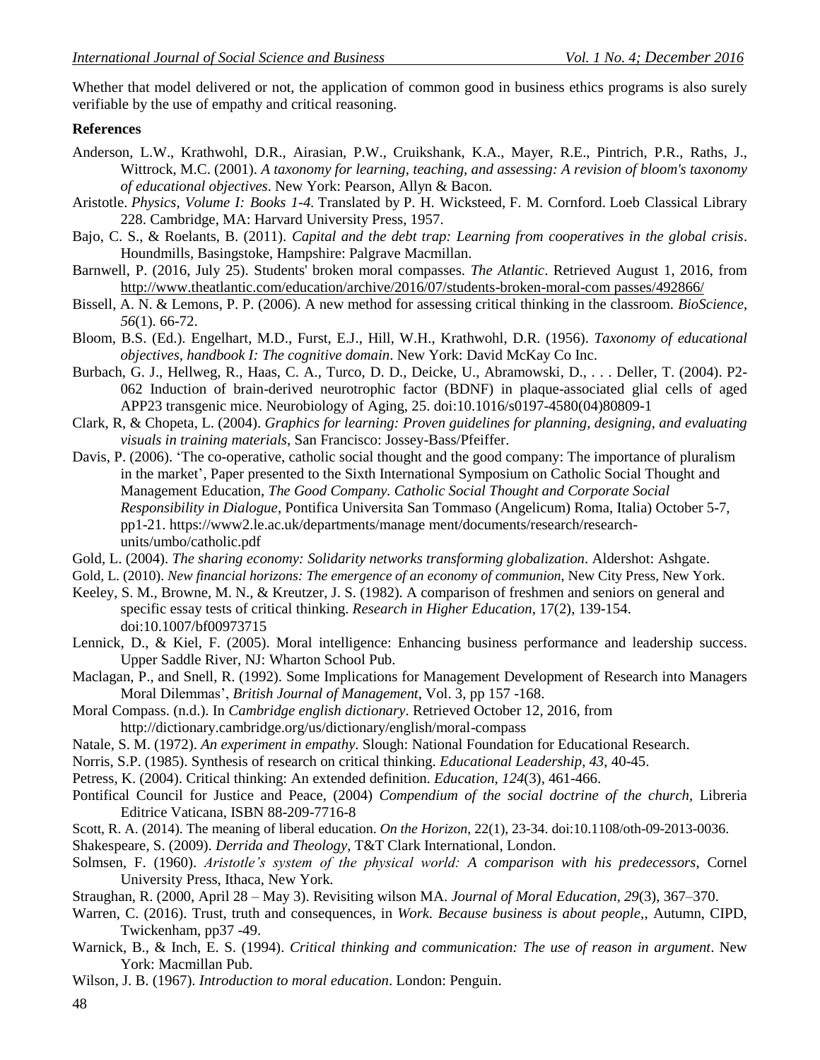Whether that model delivered or not, the application of common good in business ethics programs is also surely verifiable by the use of empathy and critical reasoning.

**References**

Anderson, L.W., Krathwohl, D.R., Airasian, P.W., Cruikshank, K.A., Mayer, R.E., Pintrich, P.R., Raths, J., Wittrock, M.C. (2001). *A taxonomy for learning, teaching, and assessing: A revision of bloom's taxonomy of educational objectives*. New York: Pearson, Allyn & Bacon.

Aristotle. *Physics, Volume I: Books 1-4*. Translated by P. H. Wicksteed, F. M. Cornford. Loeb Classical Library 228. Cambridge, MA: Harvard University Press, 1957.

Bajo, C. S., & Roelants, B. (2011). *Capital and the debt trap: Learning from cooperatives in the global crisis*. Houndmills, Basingstoke, Hampshire: Palgrave Macmillan.

Barnwell, P. (2016, July 25). Students' broken moral compasses. *The Atlantic*. Retrieved August 1, 2016, from http://www.theatlantic.com/education/archive/2016/07/students-broken-moral-com passes/492866/

Bissell, A. N. & Lemons, P. P. (2006). A new method for assessing critical thinking in the classroom. *BioScience*, *56*(1). 66-72.

Bloom, B.S. (Ed.). Engelhart, M.D., Furst, E.J., Hill, W.H., Krathwohl, D.R. (1956). *Taxonomy of educational objectives, handbook I: The cognitive domain*. New York: David McKay Co Inc.

Burbach, G. J., Hellweg, R., Haas, C. A., Turco, D. D., Deicke, U., Abramowski, D., . . . Deller, T. (2004). P2-062 Induction of brain-derived neurotrophic factor (BDNF) in plaque-associated glial cells of aged APP23 transgenic mice. Neurobiology of Aging, 25. doi:10.1016/s0197-4580(04)80809-1

Clark, R, & Chopeta, L. (2004). *Graphics for learning: Proven guidelines for planning, designing, and evaluating visuals in training materials*, San Francisco: Jossey-Bass/Pfeiffer.

Davis, P. (2006). 'The co-operative, catholic social thought and the good company: The importance of pluralism in the market', Paper presented to the Sixth International Symposium on Catholic Social Thought and Management Education, *The Good Company. Catholic Social Thought and Corporate Social Responsibility in Dialogue*, Pontifica Universita San Tommaso (Angelicum) Roma, Italia) October 5-7, pp1-21. https://www2.le.ac.uk/departments/manage ment/documents/research/research-units/umbo/catholic.pdf

Gold, L. (2004). *The sharing economy: Solidarity networks transforming globalization*. Aldershot: Ashgate.

Gold, L. (2010). *New financial horizons: The emergence of an economy of communion*, New City Press, New York.

Keeley, S. M., Browne, M. N., & Kreutzer, J. S. (1982). A comparison of freshmen and seniors on general and specific essay tests of critical thinking. *Research in Higher Education*, 17(2), 139-154. doi:10.1007/bf00973715

Lennick, D., & Kiel, F. (2005). Moral intelligence: Enhancing business performance and leadership success. Upper Saddle River, NJ: Wharton School Pub.

Maclagan, P., and Snell, R. (1992). Some Implications for Management Development of Research into Managers Moral Dilemmas', *British Journal of Management*, Vol. 3, pp 157 -168.

Moral Compass. (n.d.). In *Cambridge english dictionary*. Retrieved October 12, 2016, from http://dictionary.cambridge.org/us/dictionary/english/moral-compass

Natale, S. M. (1972). *An experiment in empathy*. Slough: National Foundation for Educational Research.

Norris, S.P. (1985). Synthesis of research on critical thinking. *Educational Leadership*, *43*, 40-45.

Petress, K. (2004). Critical thinking: An extended definition. *Education, 124*(3), 461-466.

Pontifical Council for Justice and Peace, (2004) *Compendium of the social doctrine of the church*, Libreria Editrice Vaticana, ISBN 88-209-7716-8

Scott, R. A. (2014). The meaning of liberal education. *On the Horizon*, 22(1), 23-34. doi:10.1108/oth-09-2013-0036.

Shakespeare, S. (2009). *Derrida and Theology*, T&T Clark International, London.

Solmsen, F. (1960). *Aristotle's system of the physical world: A comparison with his predecessors*, Cornel University Press, Ithaca, New York.

Straughan, R. (2000, April 28 – May 3). Revisiting wilson MA. *Journal of Moral Education, 29*(3), 367–370.

Warren, C. (2016). Trust, truth and consequences, in *Work. Because business is about people*,, Autumn, CIPD, Twickenham, pp37 -49.

Warnick, B., & Inch, E. S. (1994). *Critical thinking and communication: The use of reason in argument*. New York: Macmillan Pub.

Wilson, J. B. (1967). *Introduction to moral education*. London: Penguin.